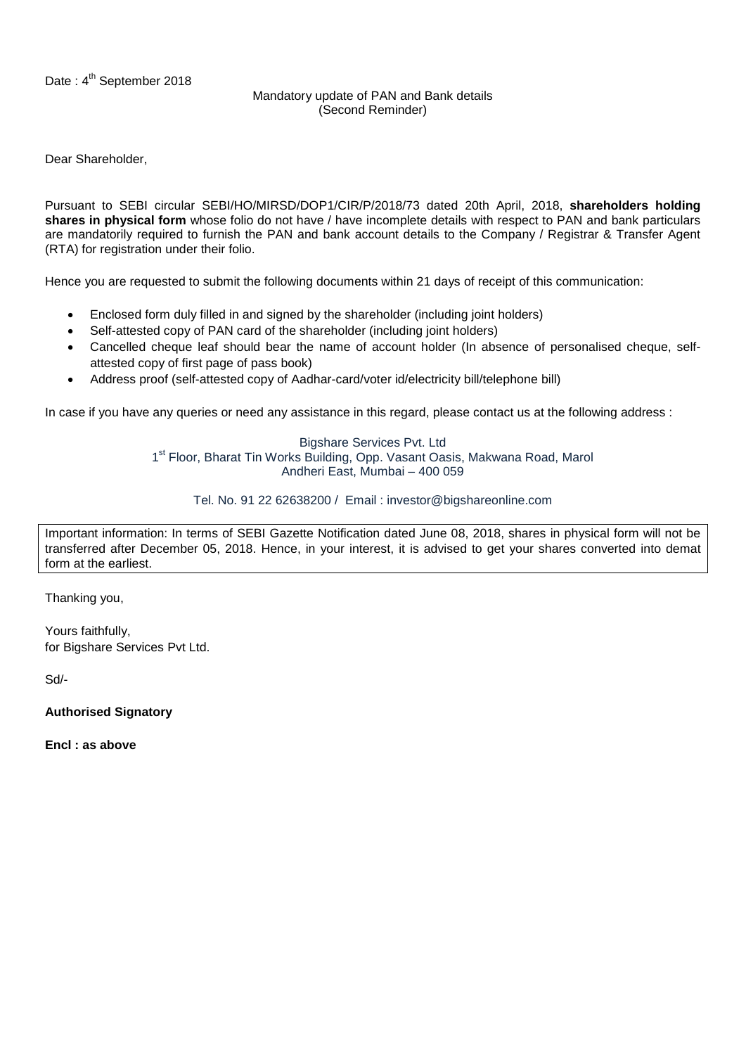Date : 4th September 2018

Mandatory update of PAN and Bank details
(Second Reminder)

Dear Shareholder,

Pursuant to SEBI circular SEBI/HO/MIRSD/DOP1/CIR/P/2018/73 dated 20th April, 2018, **shareholders holding shares in physical form** whose folio do not have / have incomplete details with respect to PAN and bank particulars are mandatorily required to furnish the PAN and bank account details to the Company / Registrar & Transfer Agent (RTA) for registration under their folio.

Hence you are requested to submit the following documents within 21 days of receipt of this communication:

- Enclosed form duly filled in and signed by the shareholder (including joint holders)
- Self-attested copy of PAN card of the shareholder (including joint holders)
- Cancelled cheque leaf should bear the name of account holder (In absence of personalised cheque, self-attested copy of first page of pass book)
- Address proof (self-attested copy of Aadhar-card/voter id/electricity bill/telephone bill)

In case if you have any queries or need any assistance in this regard, please contact us at the following address :

Bigshare Services Pvt. Ltd
1st Floor, Bharat Tin Works Building, Opp. Vasant Oasis, Makwana Road, Marol
Andheri East, Mumbai – 400 059

Tel. No. 91 22 62638200 / Email : investor@bigshareonline.com

Important information: In terms of SEBI Gazette Notification dated June 08, 2018, shares in physical form will not be transferred after December 05, 2018. Hence, in your interest, it is advised to get your shares converted into demat form at the earliest.

Thanking you,

Yours faithfully,
for Bigshare Services Pvt Ltd.

Sd/-

**Authorised Signatory**

**Encl : as above**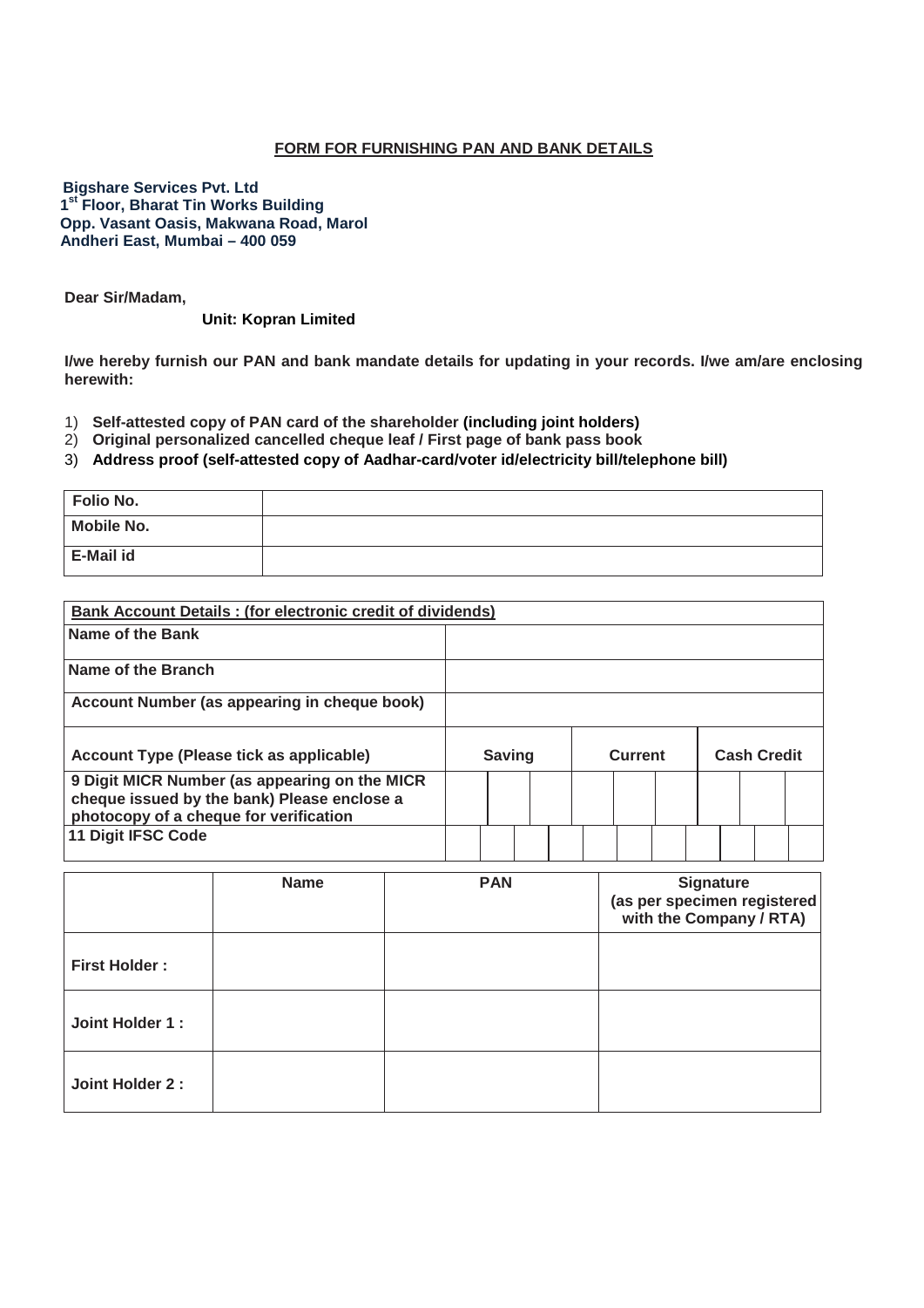**FORM FOR FURNISHING PAN AND BANK DETAILS**

**Bigshare Services Pvt. Ltd**
**1st Floor, Bharat Tin Works Building**
**Opp. Vasant Oasis, Makwana Road, Marol**
**Andheri East, Mumbai – 400 059**

**Dear Sir/Madam,**

**Unit: Kopran Limited**

**I/we hereby furnish our PAN and bank mandate details for updating in your records. I/we am/are enclosing herewith:**

1) **Self-attested copy of PAN card of the shareholder (including joint holders)**
2) **Original personalized cancelled cheque leaf / First page of bank pass book**
3) **Address proof (self-attested copy of Aadhar-card/voter id/electricity bill/telephone bill)**

| | |
|---|---|
| **Folio No.** | |
| **Mobile No.** | |
| **E-Mail id** | |

| **Bank Account Details : (for electronic credit of dividends)** | | | |
|---|---|---|---|
| **Name of the Bank** | | | |
| **Name of the Branch** | | | |
| **Account Number (as appearing in cheque book)** | | | |
| **Account Type (Please tick as applicable)** | **Saving** | **Current** | **Cash Credit** |
| **9 Digit MICR Number (as appearing on the MICR cheque issued by the bank) Please enclose a photocopy of a cheque for verification** | | | |
| **11 Digit IFSC Code** | | | |

| | **Name** | **PAN** | **Signature (as per specimen registered with the Company / RTA)** |
|---|---|---|---|
| **First Holder :** | | | |
| **Joint Holder 1 :** | | | |
| **Joint Holder 2 :** | | | |